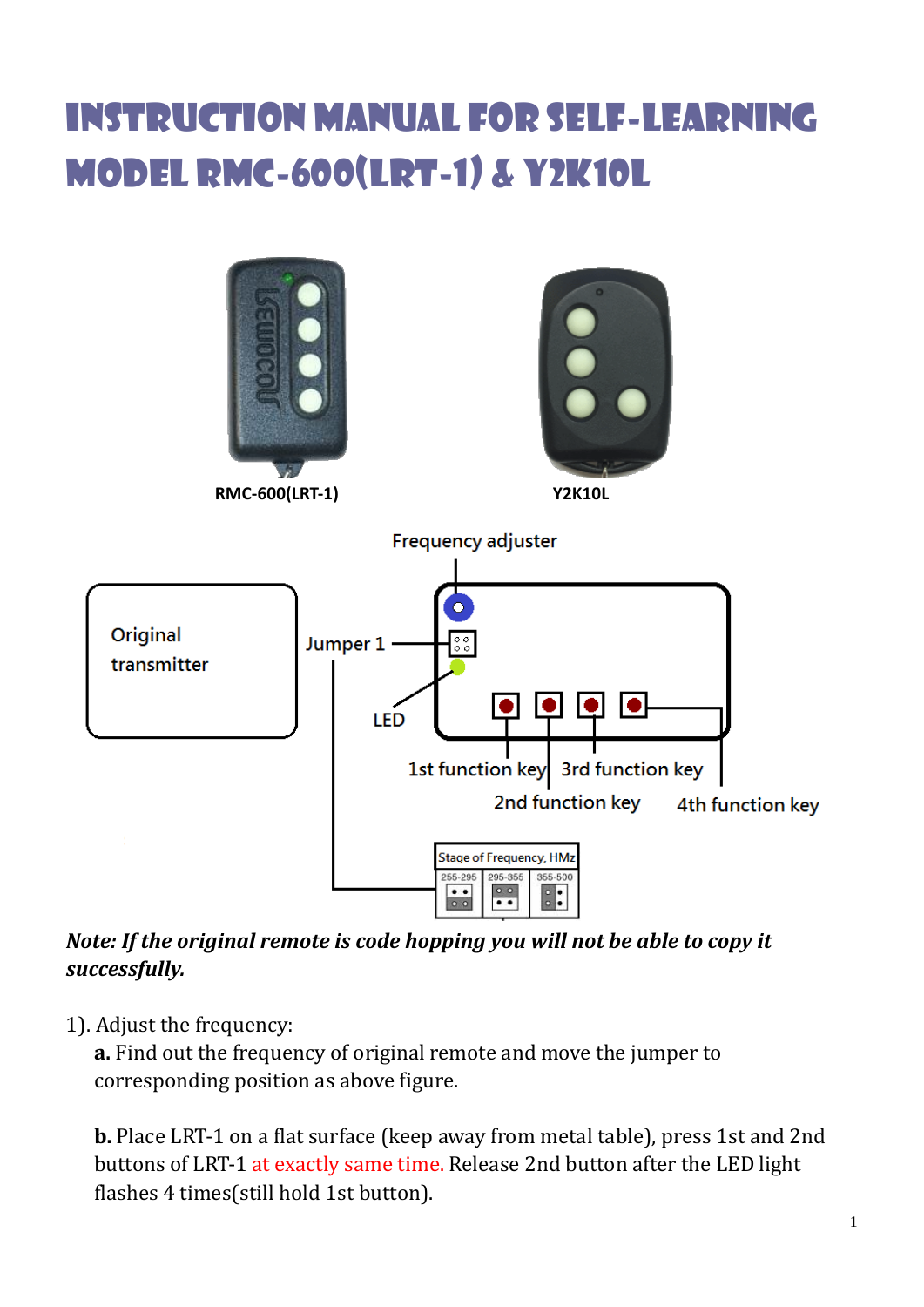# Instruction Manual for Self-Learning Model RMC-600(LRT-1) & Y2K10L

RMC-600(LRT-1)

Y2K10L

Frequency adjuster

Original transmitter

Jumper 1

LED

1st function key

2nd function key

3rd function key

4th function key

| Stage of Frequency, HMz | | |
|---|---|---|
| 255-295 | 295-355 | 355-500 |

*Note: If the original remote is code hopping you will not be able to copy it successfully.*

1). Adjust the frequency:

**a.** Find out the frequency of original remote and move the jumper to corresponding position as above figure.

**b.** Place LRT-1 on a flat surface (keep away from metal table), press 1st and 2nd buttons of LRT-1 at exactly same time. Release 2nd button after the LED light flashes 4 times(still hold 1st button).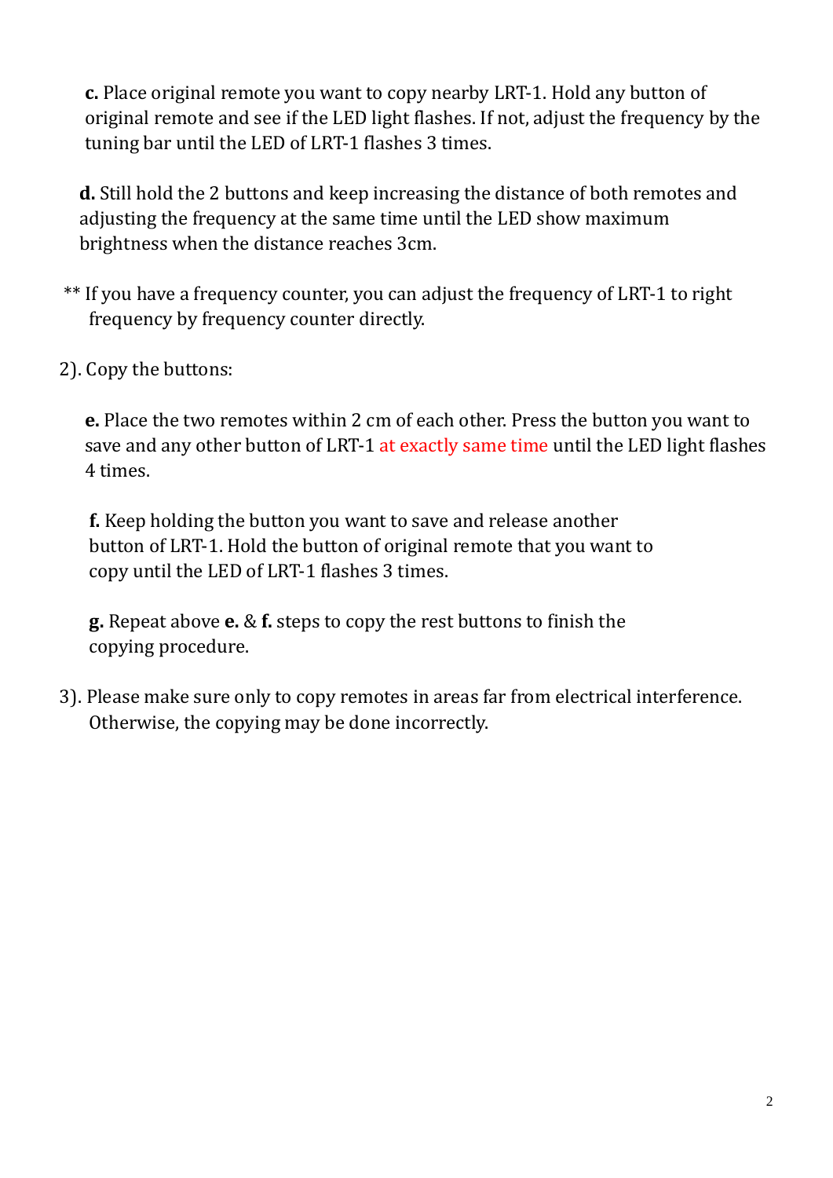**c.** Place original remote you want to copy nearby LRT-1. Hold any button of original remote and see if the LED light flashes. If not, adjust the frequency by the tuning bar until the LED of LRT-1 flashes 3 times.

**d.** Still hold the 2 buttons and keep increasing the distance of both remotes and adjusting the frequency at the same time until the LED show maximum brightness when the distance reaches 3cm.

** If you have a frequency counter, you can adjust the frequency of LRT-1 to right frequency by frequency counter directly.

2). Copy the buttons:

**e.** Place the two remotes within 2 cm of each other. Press the button you want to save and any other button of LRT-1 at exactly same time until the LED light flashes 4 times.

**f.** Keep holding the button you want to save and release another button of LRT-1. Hold the button of original remote that you want to copy until the LED of LRT-1 flashes 3 times.

**g.** Repeat above **e.** & **f.** steps to copy the rest buttons to finish the copying procedure.

3). Please make sure only to copy remotes in areas far from electrical interference. Otherwise, the copying may be done incorrectly.